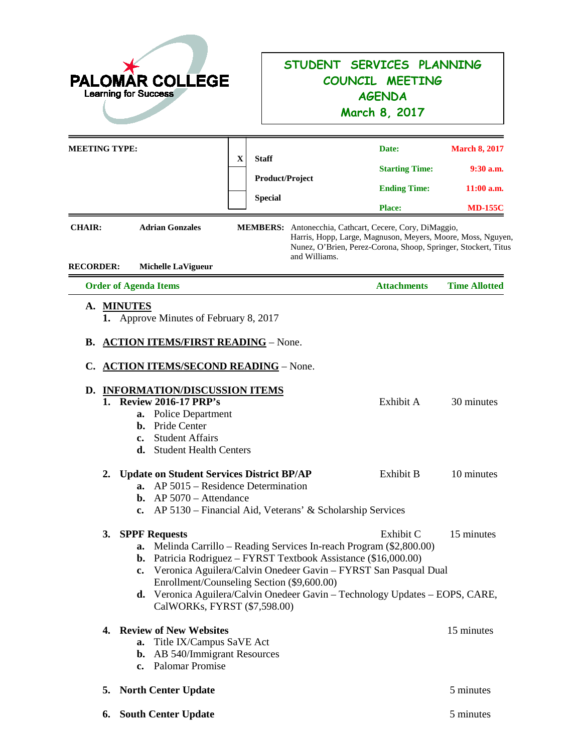**PALOMAR COLLEGE**
Learning for Success

# STUDENT SERVICES PLANNING COUNCIL MEETING AGENDA
## March 8, 2017

| MEETING TYPE: | | | | |
|---|---|---|---|---|
| | X | Staff | Date: | March 8, 2017 |
| | | Product/Project | Starting Time: | 9:30 a.m. |
| | | Special | Ending Time: | 11:00 a.m. |
| | | | Place: | MD-155C |

**CHAIR:** Adrian Gonzales

**MEMBERS:** Antonecchia, Cathcart, Cecere, Cory, DiMaggio, Harris, Hopp, Large, Magnuson, Meyers, Moore, Moss, Nguyen, Nunez, O'Brien, Perez-Corona, Shoop, Springer, Stockert, Titus and Williams.

**RECORDER:** Michelle LaVigueur

| Order of Agenda Items | Attachments | Time Allotted |
|---|---|---|

**A. MINUTES**

1. Approve Minutes of February 8, 2017

**B. ACTION ITEMS/FIRST READING** – None.

**C. ACTION ITEMS/SECOND READING** – None.

**D. INFORMATION/DISCUSSION ITEMS**

1. **Review 2016-17 PRP's** — Exhibit A — 30 minutes
   - a. Police Department
   - b. Pride Center
   - c. Student Affairs
   - d. Student Health Centers

2. **Update on Student Services District BP/AP** — Exhibit B — 10 minutes
   - a. AP 5015 – Residence Determination
   - b. AP 5070 – Attendance
   - c. AP 5130 – Financial Aid, Veterans' & Scholarship Services

3. **SPPF Requests** — Exhibit C — 15 minutes
   - a. Melinda Carrillo – Reading Services In-reach Program ($2,800.00)
   - b. Patricia Rodriguez – FYRST Textbook Assistance ($16,000.00)
   - c. Veronica Aguilera/Calvin Onedeer Gavin – FYRST San Pasqual Dual Enrollment/Counseling Section ($9,600.00)
   - d. Veronica Aguilera/Calvin Onedeer Gavin – Technology Updates – EOPS, CARE, CalWORKs, FYRST ($7,598.00)

4. **Review of New Websites** — 15 minutes
   - a. Title IX/Campus SaVE Act
   - b. AB 540/Immigrant Resources
   - c. Palomar Promise

5. **North Center Update** — 5 minutes

6. **South Center Update** — 5 minutes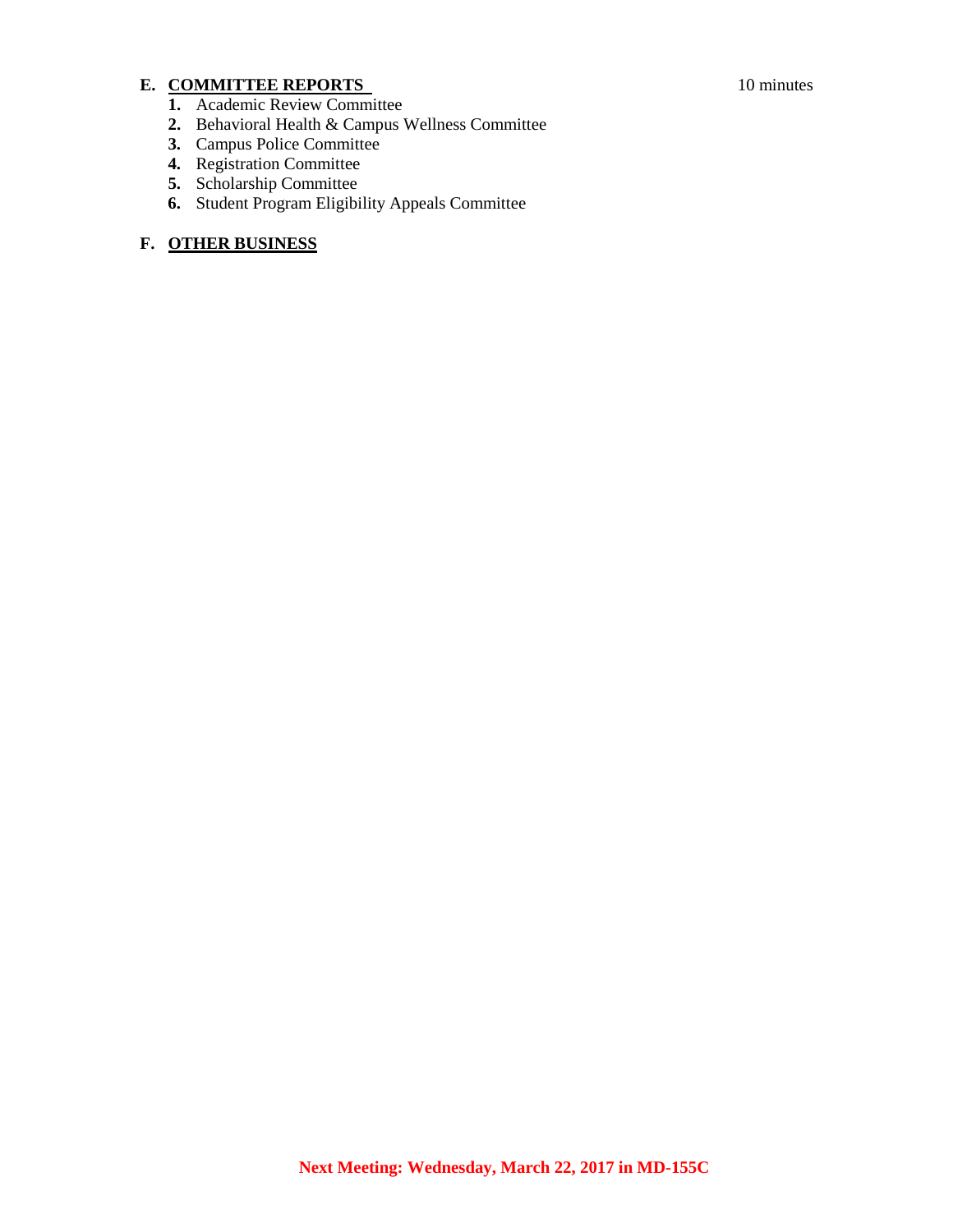**E. <u>COMMITTEE REPORTS</u>** 10 minutes

1. Academic Review Committee
2. Behavioral Health & Campus Wellness Committee
3. Campus Police Committee
4. Registration Committee
5. Scholarship Committee
6. Student Program Eligibility Appeals Committee

**F. <u>OTHER BUSINESS</u>**

**Next Meeting: Wednesday, March 22, 2017 in MD-155C**